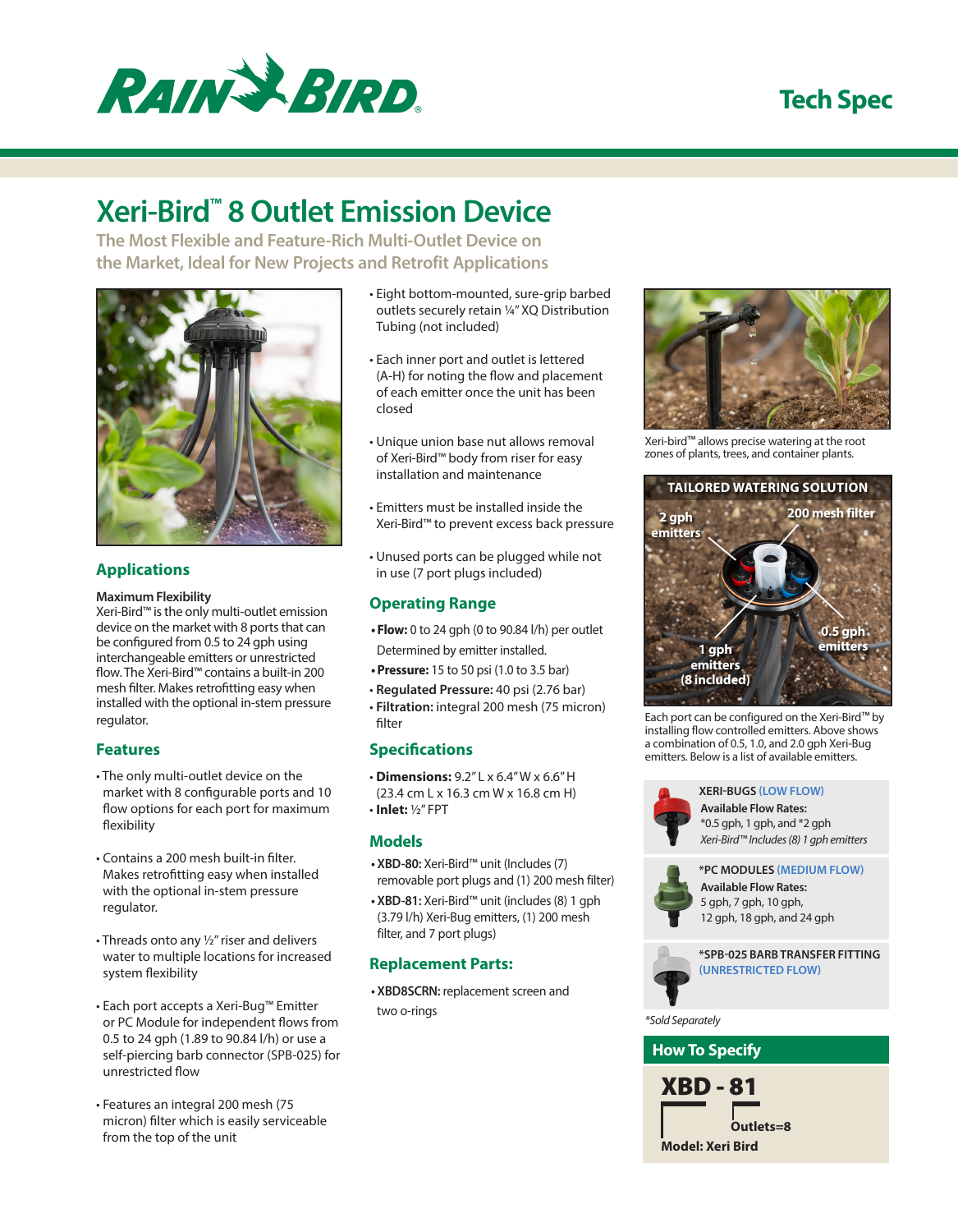Tech Spec

# Xeri-Bird™ 8 Outlet Emission Device

## The Most Flexible and Feature-Rich Multi-Outlet Device on the Market, Ideal for New Projects and Retrofit Applications

## Applications

**Maximum Flexibility**
Xeri-Bird™ is the only multi-outlet emission device on the market with 8 ports that can be configured from 0.5 to 24 gph using interchangeable emitters or unrestricted flow. The Xeri-Bird™ contains a built-in 200 mesh filter. Makes retrofitting easy when installed with the optional in-stem pressure regulator.

## Features

- The only multi-outlet device on the market with 8 configurable ports and 10 flow options for each port for maximum flexibility
- Contains a 200 mesh built-in filter. Makes retrofitting easy when installed with the optional in-stem pressure regulator.
- Threads onto any ½" riser and delivers water to multiple locations for increased system flexibility
- Each port accepts a Xeri-Bug™ Emitter or PC Module for independent flows from 0.5 to 24 gph (1.89 to 90.84 l/h) or use a self-piercing barb connector (SPB-025) for unrestricted flow
- Features an integral 200 mesh (75 micron) filter which is easily serviceable from the top of the unit
- Eight bottom-mounted, sure-grip barbed outlets securely retain ¼" XQ Distribution Tubing (not included)
- Each inner port and outlet is lettered (A-H) for noting the flow and placement of each emitter once the unit has been closed
- Unique union base nut allows removal of Xeri-Bird™ body from riser for easy installation and maintenance
- Emitters must be installed inside the Xeri-Bird™ to prevent excess back pressure
- Unused ports can be plugged while not in use (7 port plugs included)

## Operating Range

- **Flow:** 0 to 24 gph (0 to 90.84 l/h) per outlet Determined by emitter installed.
- **Pressure:** 15 to 50 psi (1.0 to 3.5 bar)
- **Regulated Pressure:** 40 psi (2.76 bar)
- **Filtration:** integral 200 mesh (75 micron) filter

## Specifications

- **Dimensions:** 9.2" L x 6.4" W x 6.6" H (23.4 cm L x 16.3 cm W x 16.8 cm H)
- **Inlet:** ½" FPT

## Models

- **XBD-80:** Xeri-Bird™ unit (Includes (7) removable port plugs and (1) 200 mesh filter)
- **XBD-81:** Xeri-Bird™ unit (includes (8) 1 gph (3.79 l/h) Xeri-Bug emitters, (1) 200 mesh filter, and 7 port plugs)

## Replacement Parts:

- **XBD8SCRN:** replacement screen and two o-rings

Xeri-bird™ allows precise watering at the root zones of plants, trees, and container plants.

**TAILORED WATERING SOLUTION**

2 gph emitters — 200 mesh filter — 1 gph emitters (8 included) — 0.5 gph emitters

Each port can be configured on the Xeri-Bird™ by installing flow controlled emitters. Above shows a combination of 0.5, 1.0, and 2.0 gph Xeri-Bug emitters. Below is a list of available emitters.

**XERI-BUGS (LOW FLOW)**
**Available Flow Rates:**
*0.5 gph, 1 gph, and *2 gph
*Xeri-Bird™ Includes (8) 1 gph emitters*

***PC MODULES (MEDIUM FLOW)**
**Available Flow Rates:**
5 gph, 7 gph, 10 gph,
12 gph, 18 gph, and 24 gph

***SPB-025 BARB TRANSFER FITTING (UNRESTRICTED FLOW)**

*\*Sold Separately*

## How To Specify

**XBD - 81**

**Outlets=8**

**Model: Xeri Bird**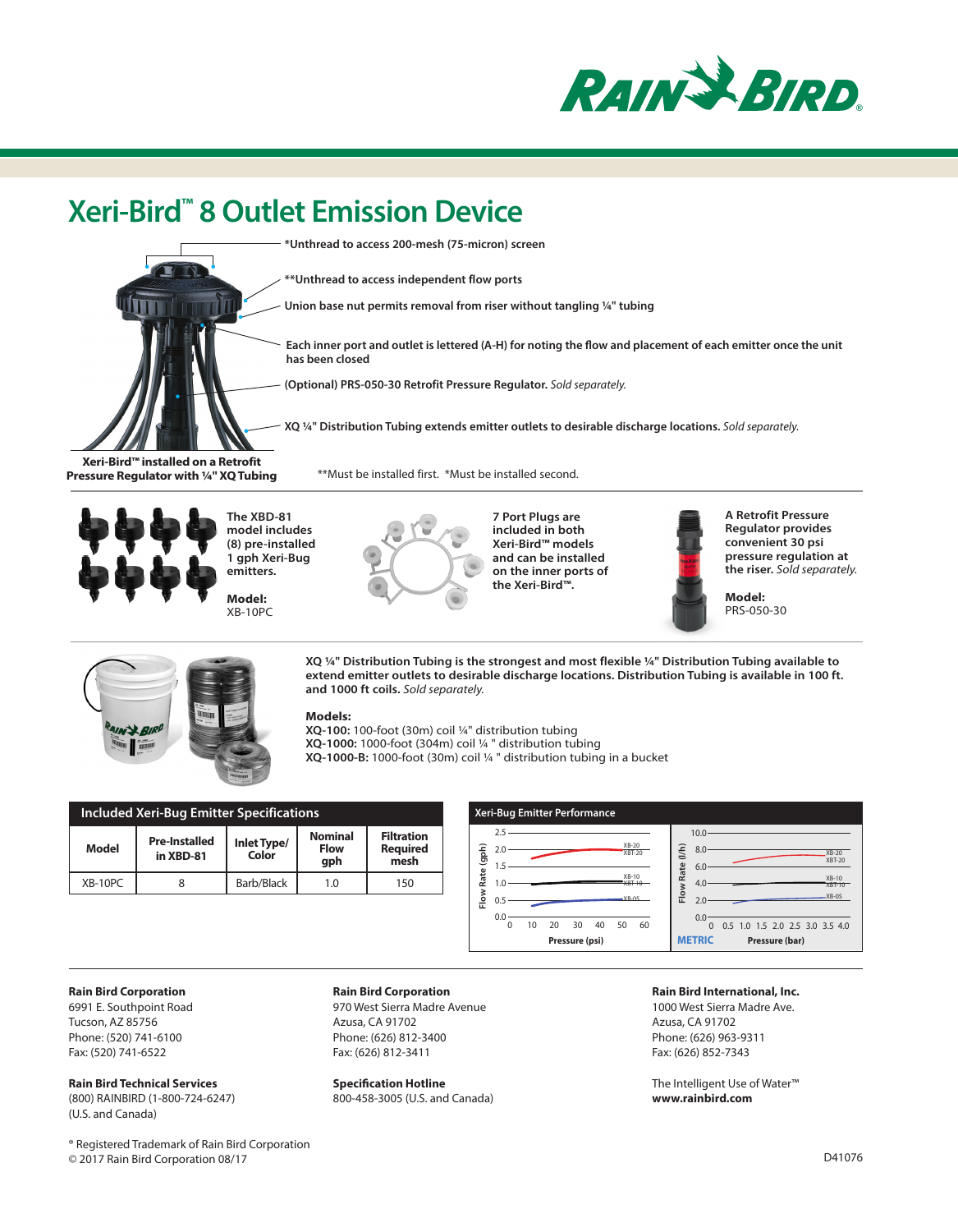# Xeri-Bird™ 8 Outlet Emission Device

*Unthread to access 200-mesh (75-micron) screen

**Unthread to access independent flow ports

Union base nut permits removal from riser without tangling ¼" tubing

Each inner port and outlet is lettered (A-H) for noting the flow and placement of each emitter once the unit has been closed

(Optional) PRS-050-30 Retrofit Pressure Regulator. *Sold separately.*

XQ ¼" Distribution Tubing extends emitter outlets to desirable discharge locations. *Sold separately.*

**Xeri-Bird™ installed on a Retrofit Pressure Regulator with ¼" XQ Tubing**

**Must be installed first. *Must be installed second.

**The XBD-81 model includes (8) pre-installed 1 gph Xeri-Bug emitters.**

**Model:**
XB-10PC

**7 Port Plugs are included in both Xeri-Bird™ models and can be installed on the inner ports of the Xeri-Bird™.**

**A Retrofit Pressure Regulator provides convenient 30 psi pressure regulation at the riser.** *Sold separately.*

**Model:**
PRS-050-30

**XQ ¼" Distribution Tubing is the strongest and most flexible ¼" Distribution Tubing available to extend emitter outlets to desirable discharge locations. Distribution Tubing is available in 100 ft. and 1000 ft coils.** *Sold separately.*

**Models:**
**XQ-100:** 100-foot (30m) coil ¼" distribution tubing
**XQ-1000:** 1000-foot (304m) coil ¼ " distribution tubing
**XQ-1000-B:** 1000-foot (30m) coil ¼ " distribution tubing in a bucket

**Included Xeri-Bug Emitter Specifications**

| Model | Pre-Installed in XBD-81 | Inlet Type/ Color | Nominal Flow gph | Filtration Required mesh |
|---|---|---|---|---|
| XB-10PC | 8 | Barb/Black | 1.0 | 150 |

**Xeri-Bug Emitter Performance**

Flow Rate (gph)
2.5
2.0
1.5
1.0
0.5
0.0
0 10 20 30 40 50 60
Pressure (psi)
XB-20
XBT-20
XB-10
XBT-10
XB-05

Flow Rate (l/h)
10.0
8.0
6.0
4.0
2.0
0.0
0 0.5 1.0 1.5 2.0 2.5 3.0 3.5 4.0
METRIC
Pressure (bar)
XB-20
XBT-20
XB-10
XBT-10
XB-05

**Rain Bird Corporation**
6991 E. Southpoint Road
Tucson, AZ 85756
Phone: (520) 741-6100
Fax: (520) 741-6522

**Rain Bird Technical Services**
(800) RAINBIRD (1-800-724-6247)
(U.S. and Canada)

**Rain Bird Corporation**
970 West Sierra Madre Avenue
Azusa, CA 91702
Phone: (626) 812-3400
Fax: (626) 812-3411

**Specification Hotline**
800-458-3005 (U.S. and Canada)

**Rain Bird International, Inc.**
1000 West Sierra Madre Ave.
Azusa, CA 91702
Phone: (626) 963-9311
Fax: (626) 852-7343

The Intelligent Use of Water™
**www.rainbird.com**

® Registered Trademark of Rain Bird Corporation
© 2017 Rain Bird Corporation 08/17

D41076